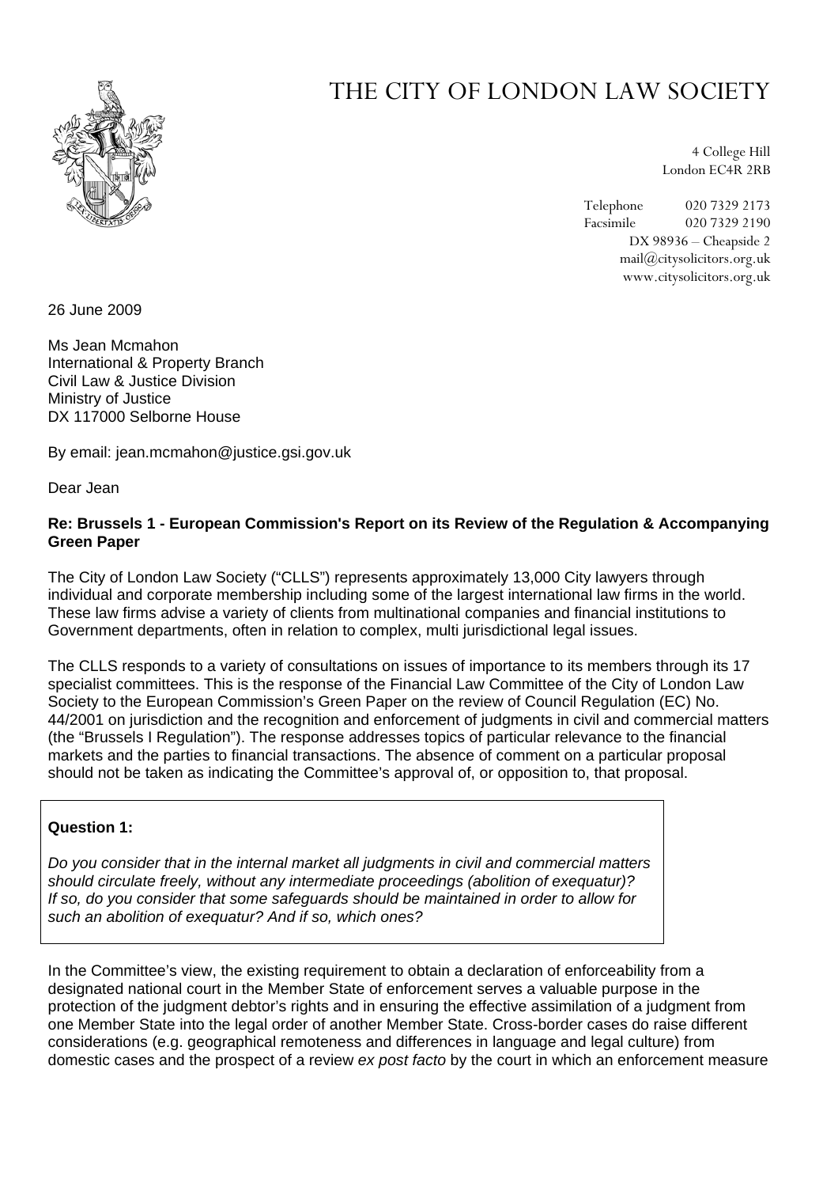# THE CITY OF LONDON LAW SOCIETY

4 College Hill
London EC4R 2RB

Telephone 020 7329 2173
Facsimile 020 7329 2190
DX 98936 – Cheapside 2
mail@citysolicitors.org.uk
www.citysolicitors.org.uk

26 June 2009

Ms Jean Mcmahon
International & Property Branch
Civil Law & Justice Division
Ministry of Justice
DX 117000 Selborne House

By email: jean.mcmahon@justice.gsi.gov.uk

Dear Jean

**Re: Brussels 1 - European Commission's Report on its Review of the Regulation & Accompanying Green Paper**

The City of London Law Society ("CLLS") represents approximately 13,000 City lawyers through individual and corporate membership including some of the largest international law firms in the world. These law firms advise a variety of clients from multinational companies and financial institutions to Government departments, often in relation to complex, multi jurisdictional legal issues.

The CLLS responds to a variety of consultations on issues of importance to its members through its 17 specialist committees. This is the response of the Financial Law Committee of the City of London Law Society to the European Commission's Green Paper on the review of Council Regulation (EC) No. 44/2001 on jurisdiction and the recognition and enforcement of judgments in civil and commercial matters (the "Brussels I Regulation"). The response addresses topics of particular relevance to the financial markets and the parties to financial transactions. The absence of comment on a particular proposal should not be taken as indicating the Committee's approval of, or opposition to, that proposal.

**Question 1:**

*Do you consider that in the internal market all judgments in civil and commercial matters should circulate freely, without any intermediate proceedings (abolition of exequatur)? If so, do you consider that some safeguards should be maintained in order to allow for such an abolition of exequatur? And if so, which ones?*

In the Committee's view, the existing requirement to obtain a declaration of enforceability from a designated national court in the Member State of enforcement serves a valuable purpose in the protection of the judgment debtor's rights and in ensuring the effective assimilation of a judgment from one Member State into the legal order of another Member State. Cross-border cases do raise different considerations (e.g. geographical remoteness and differences in language and legal culture) from domestic cases and the prospect of a review *ex post facto* by the court in which an enforcement measure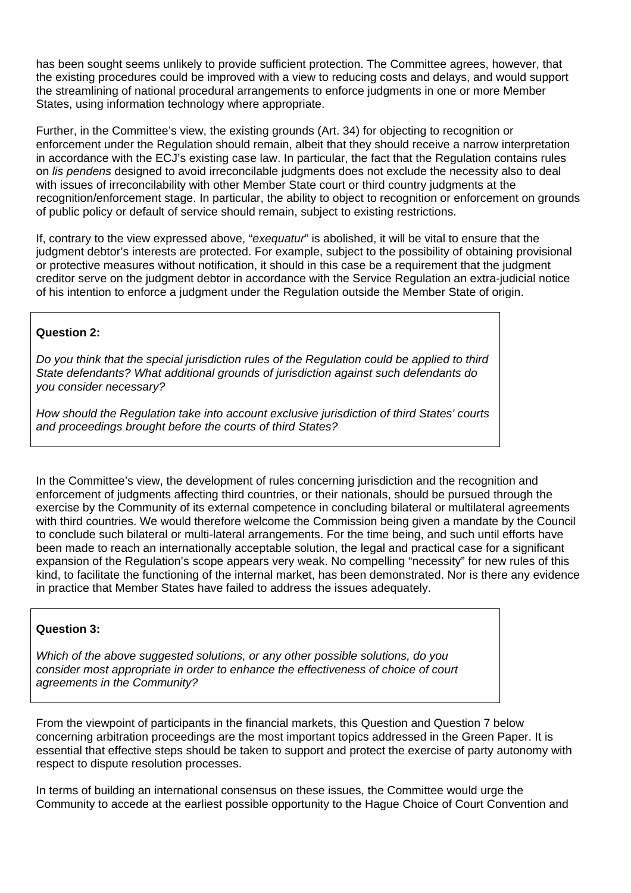has been sought seems unlikely to provide sufficient protection. The Committee agrees, however, that the existing procedures could be improved with a view to reducing costs and delays, and would support the streamlining of national procedural arrangements to enforce judgments in one or more Member States, using information technology where appropriate.

Further, in the Committee's view, the existing grounds (Art. 34) for objecting to recognition or enforcement under the Regulation should remain, albeit that they should receive a narrow interpretation in accordance with the ECJ's existing case law. In particular, the fact that the Regulation contains rules on *lis pendens* designed to avoid irreconcilable judgments does not exclude the necessity also to deal with issues of irreconcilability with other Member State court or third country judgments at the recognition/enforcement stage. In particular, the ability to object to recognition or enforcement on grounds of public policy or default of service should remain, subject to existing restrictions.

If, contrary to the view expressed above, "*exequatur*" is abolished, it will be vital to ensure that the judgment debtor's interests are protected. For example, subject to the possibility of obtaining provisional or protective measures without notification, it should in this case be a requirement that the judgment creditor serve on the judgment debtor in accordance with the Service Regulation an extra-judicial notice of his intention to enforce a judgment under the Regulation outside the Member State of origin.

**Question 2:**

*Do you think that the special jurisdiction rules of the Regulation could be applied to third State defendants? What additional grounds of jurisdiction against such defendants do you consider necessary?*

*How should the Regulation take into account exclusive jurisdiction of third States' courts and proceedings brought before the courts of third States?*

In the Committee's view, the development of rules concerning jurisdiction and the recognition and enforcement of judgments affecting third countries, or their nationals, should be pursued through the exercise by the Community of its external competence in concluding bilateral or multilateral agreements with third countries. We would therefore welcome the Commission being given a mandate by the Council to conclude such bilateral or multi-lateral arrangements. For the time being, and such until efforts have been made to reach an internationally acceptable solution, the legal and practical case for a significant expansion of the Regulation's scope appears very weak. No compelling "necessity" for new rules of this kind, to facilitate the functioning of the internal market, has been demonstrated. Nor is there any evidence in practice that Member States have failed to address the issues adequately.

**Question 3:**

*Which of the above suggested solutions, or any other possible solutions, do you consider most appropriate in order to enhance the effectiveness of choice of court agreements in the Community?*

From the viewpoint of participants in the financial markets, this Question and Question 7 below concerning arbitration proceedings are the most important topics addressed in the Green Paper. It is essential that effective steps should be taken to support and protect the exercise of party autonomy with respect to dispute resolution processes.

In terms of building an international consensus on these issues, the Committee would urge the Community to accede at the earliest possible opportunity to the Hague Choice of Court Convention and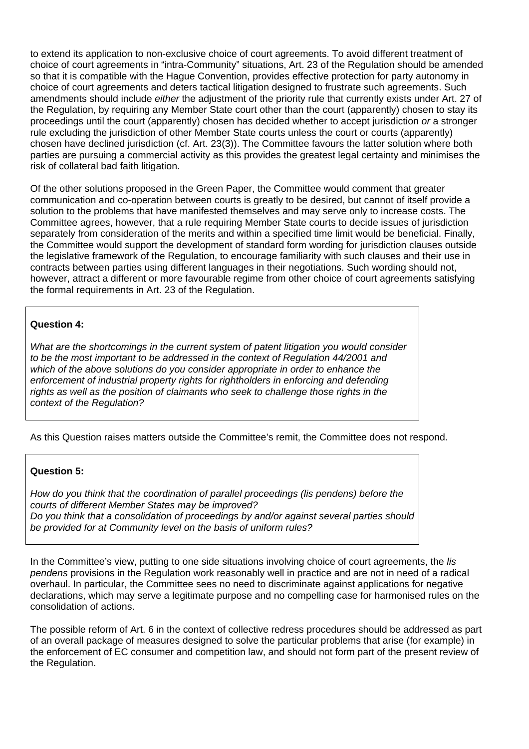to extend its application to non-exclusive choice of court agreements. To avoid different treatment of choice of court agreements in "intra-Community" situations, Art. 23 of the Regulation should be amended so that it is compatible with the Hague Convention, provides effective protection for party autonomy in choice of court agreements and deters tactical litigation designed to frustrate such agreements. Such amendments should include *either* the adjustment of the priority rule that currently exists under Art. 27 of the Regulation, by requiring any Member State court other than the court (apparently) chosen to stay its proceedings until the court (apparently) chosen has decided whether to accept jurisdiction *or* a stronger rule excluding the jurisdiction of other Member State courts unless the court or courts (apparently) chosen have declined jurisdiction (cf. Art. 23(3)). The Committee favours the latter solution where both parties are pursuing a commercial activity as this provides the greatest legal certainty and minimises the risk of collateral bad faith litigation.

Of the other solutions proposed in the Green Paper, the Committee would comment that greater communication and co-operation between courts is greatly to be desired, but cannot of itself provide a solution to the problems that have manifested themselves and may serve only to increase costs. The Committee agrees, however, that a rule requiring Member State courts to decide issues of jurisdiction separately from consideration of the merits and within a specified time limit would be beneficial. Finally, the Committee would support the development of standard form wording for jurisdiction clauses outside the legislative framework of the Regulation, to encourage familiarity with such clauses and their use in contracts between parties using different languages in their negotiations. Such wording should not, however, attract a different or more favourable regime from other choice of court agreements satisfying the formal requirements in Art. 23 of the Regulation.

**Question 4:**

*What are the shortcomings in the current system of patent litigation you would consider to be the most important to be addressed in the context of Regulation 44/2001 and which of the above solutions do you consider appropriate in order to enhance the enforcement of industrial property rights for rightholders in enforcing and defending rights as well as the position of claimants who seek to challenge those rights in the context of the Regulation?*

As this Question raises matters outside the Committee's remit, the Committee does not respond.

**Question 5:**

*How do you think that the coordination of parallel proceedings (lis pendens) before the courts of different Member States may be improved?*
*Do you think that a consolidation of proceedings by and/or against several parties should be provided for at Community level on the basis of uniform rules?*

In the Committee's view, putting to one side situations involving choice of court agreements, the *lis pendens* provisions in the Regulation work reasonably well in practice and are not in need of a radical overhaul. In particular, the Committee sees no need to discriminate against applications for negative declarations, which may serve a legitimate purpose and no compelling case for harmonised rules on the consolidation of actions.

The possible reform of Art. 6 in the context of collective redress procedures should be addressed as part of an overall package of measures designed to solve the particular problems that arise (for example) in the enforcement of EC consumer and competition law, and should not form part of the present review of the Regulation.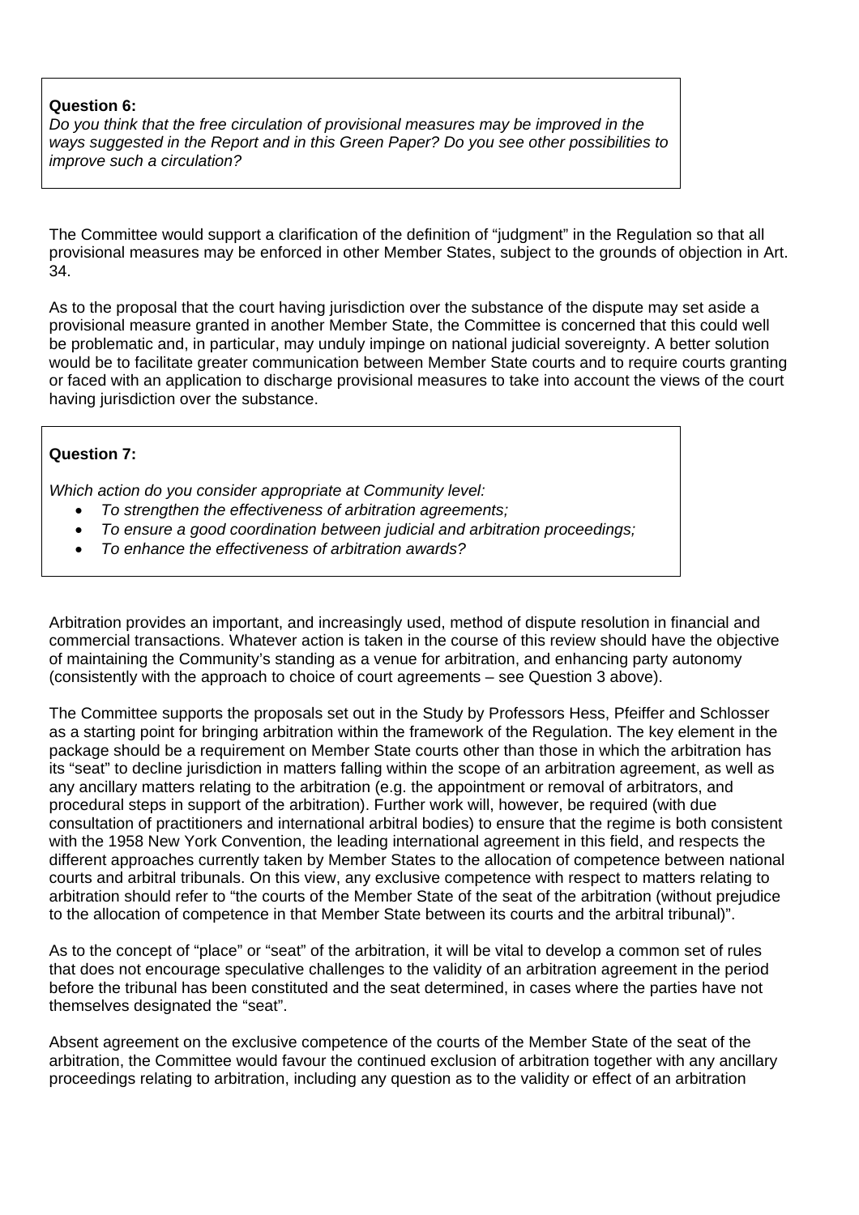**Question 6:**

*Do you think that the free circulation of provisional measures may be improved in the ways suggested in the Report and in this Green Paper? Do you see other possibilities to improve such a circulation?*

The Committee would support a clarification of the definition of "judgment" in the Regulation so that all provisional measures may be enforced in other Member States, subject to the grounds of objection in Art. 34.

As to the proposal that the court having jurisdiction over the substance of the dispute may set aside a provisional measure granted in another Member State, the Committee is concerned that this could well be problematic and, in particular, may unduly impinge on national judicial sovereignty. A better solution would be to facilitate greater communication between Member State courts and to require courts granting or faced with an application to discharge provisional measures to take into account the views of the court having jurisdiction over the substance.

**Question 7:**

*Which action do you consider appropriate at Community level:*

- *To strengthen the effectiveness of arbitration agreements;*
- *To ensure a good coordination between judicial and arbitration proceedings;*
- *To enhance the effectiveness of arbitration awards?*

Arbitration provides an important, and increasingly used, method of dispute resolution in financial and commercial transactions. Whatever action is taken in the course of this review should have the objective of maintaining the Community's standing as a venue for arbitration, and enhancing party autonomy (consistently with the approach to choice of court agreements – see Question 3 above).

The Committee supports the proposals set out in the Study by Professors Hess, Pfeiffer and Schlosser as a starting point for bringing arbitration within the framework of the Regulation. The key element in the package should be a requirement on Member State courts other than those in which the arbitration has its "seat" to decline jurisdiction in matters falling within the scope of an arbitration agreement, as well as any ancillary matters relating to the arbitration (e.g. the appointment or removal of arbitrators, and procedural steps in support of the arbitration). Further work will, however, be required (with due consultation of practitioners and international arbitral bodies) to ensure that the regime is both consistent with the 1958 New York Convention, the leading international agreement in this field, and respects the different approaches currently taken by Member States to the allocation of competence between national courts and arbitral tribunals. On this view, any exclusive competence with respect to matters relating to arbitration should refer to "the courts of the Member State of the seat of the arbitration (without prejudice to the allocation of competence in that Member State between its courts and the arbitral tribunal)".

As to the concept of "place" or "seat" of the arbitration, it will be vital to develop a common set of rules that does not encourage speculative challenges to the validity of an arbitration agreement in the period before the tribunal has been constituted and the seat determined, in cases where the parties have not themselves designated the "seat".

Absent agreement on the exclusive competence of the courts of the Member State of the seat of the arbitration, the Committee would favour the continued exclusion of arbitration together with any ancillary proceedings relating to arbitration, including any question as to the validity or effect of an arbitration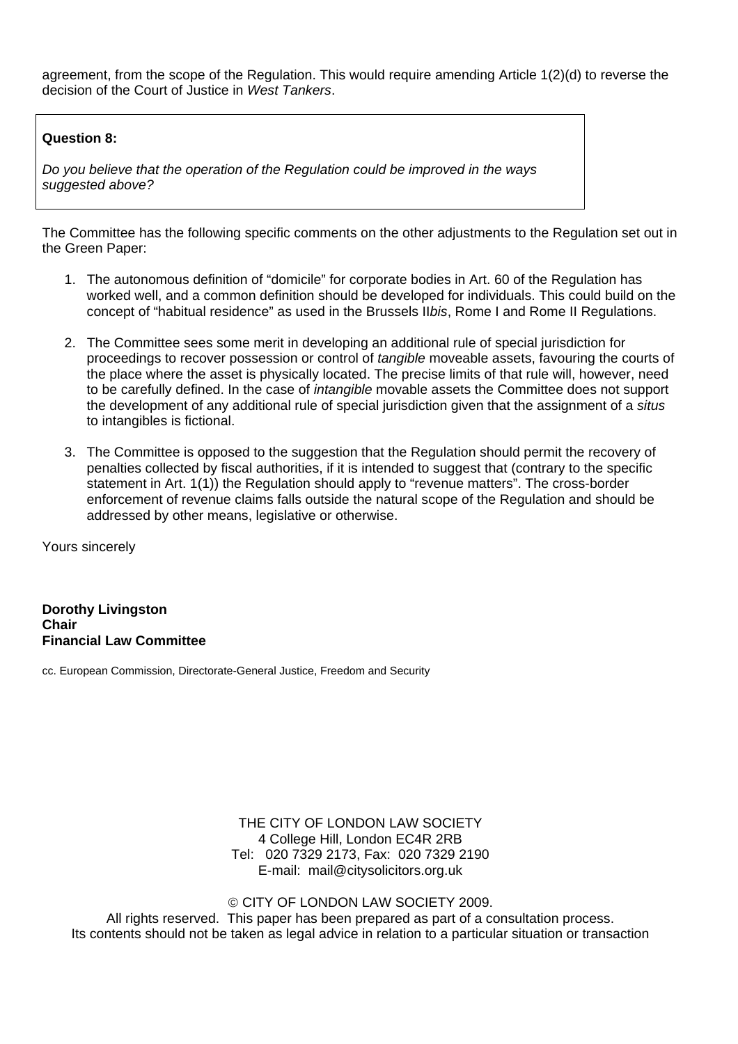agreement, from the scope of the Regulation. This would require amending Article 1(2)(d) to reverse the decision of the Court of Justice in *West Tankers*.

> **Question 8:**
>
> *Do you believe that the operation of the Regulation could be improved in the ways suggested above?*

The Committee has the following specific comments on the other adjustments to the Regulation set out in the Green Paper:

1. The autonomous definition of "domicile" for corporate bodies in Art. 60 of the Regulation has worked well, and a common definition should be developed for individuals. This could build on the concept of "habitual residence" as used in the Brussels II*bis*, Rome I and Rome II Regulations.

2. The Committee sees some merit in developing an additional rule of special jurisdiction for proceedings to recover possession or control of *tangible* moveable assets, favouring the courts of the place where the asset is physically located. The precise limits of that rule will, however, need to be carefully defined. In the case of *intangible* movable assets the Committee does not support the development of any additional rule of special jurisdiction given that the assignment of a *situs* to intangibles is fictional.

3. The Committee is opposed to the suggestion that the Regulation should permit the recovery of penalties collected by fiscal authorities, if it is intended to suggest that (contrary to the specific statement in Art. 1(1)) the Regulation should apply to "revenue matters". The cross-border enforcement of revenue claims falls outside the natural scope of the Regulation and should be addressed by other means, legislative or otherwise.

Yours sincerely

**Dorothy Livingston**
**Chair**
**Financial Law Committee**

cc. European Commission, Directorate-General Justice, Freedom and Security

THE CITY OF LONDON LAW SOCIETY
4 College Hill, London EC4R 2RB
Tel: 020 7329 2173, Fax: 020 7329 2190
E-mail: mail@citysolicitors.org.uk

© CITY OF LONDON LAW SOCIETY 2009.
All rights reserved. This paper has been prepared as part of a consultation process.
Its contents should not be taken as legal advice in relation to a particular situation or transaction